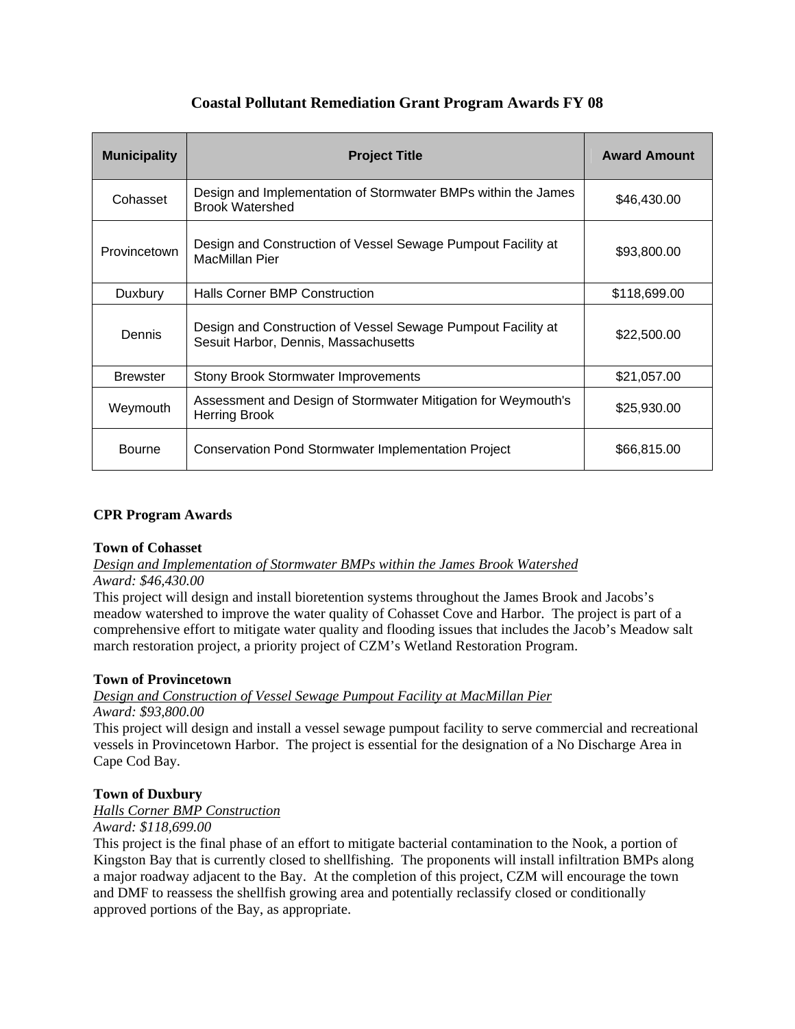# Coastal Pollutant Remediation Grant Program Awards FY 08

| Municipality | Project Title | Award Amount |
|---|---|---|
| Cohasset | Design and Implementation of Stormwater BMPs within the James Brook Watershed | $46,430.00 |
| Provincetown | Design and Construction of Vessel Sewage Pumpout Facility at MacMillan Pier | $93,800.00 |
| Duxbury | Halls Corner BMP Construction | $118,699.00 |
| Dennis | Design and Construction of Vessel Sewage Pumpout Facility at Sesuit Harbor, Dennis, Massachusetts | $22,500.00 |
| Brewster | Stony Brook Stormwater Improvements | $21,057.00 |
| Weymouth | Assessment and Design of Stormwater Mitigation for Weymouth's Herring Brook | $25,930.00 |
| Bourne | Conservation Pond Stormwater Implementation Project | $66,815.00 |

## CPR Program Awards

**Town of Cohasset**
*Design and Implementation of Stormwater BMPs within the James Brook Watershed*
*Award: $46,430.00*
This project will design and install bioretention systems throughout the James Brook and Jacobs's meadow watershed to improve the water quality of Cohasset Cove and Harbor. The project is part of a comprehensive effort to mitigate water quality and flooding issues that includes the Jacob's Meadow salt march restoration project, a priority project of CZM's Wetland Restoration Program.

**Town of Provincetown**
*Design and Construction of Vessel Sewage Pumpout Facility at MacMillan Pier*
*Award: $93,800.00*
This project will design and install a vessel sewage pumpout facility to serve commercial and recreational vessels in Provincetown Harbor. The project is essential for the designation of a No Discharge Area in Cape Cod Bay.

**Town of Duxbury**
*Halls Corner BMP Construction*
*Award: $118,699.00*
This project is the final phase of an effort to mitigate bacterial contamination to the Nook, a portion of Kingston Bay that is currently closed to shellfishing. The proponents will install infiltration BMPs along a major roadway adjacent to the Bay. At the completion of this project, CZM will encourage the town and DMF to reassess the shellfish growing area and potentially reclassify closed or conditionally approved portions of the Bay, as appropriate.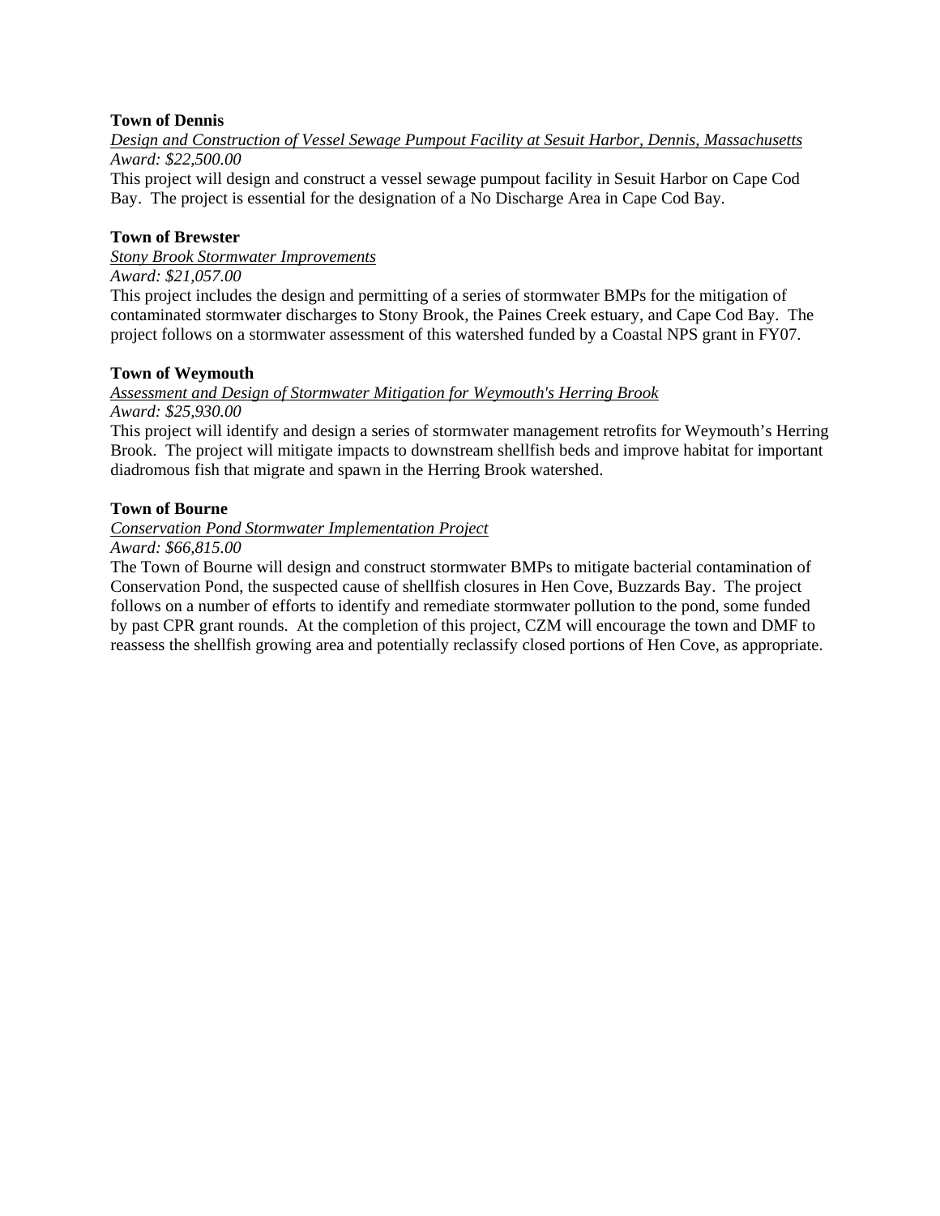**Town of Dennis**

*Design and Construction of Vessel Sewage Pumpout Facility at Sesuit Harbor, Dennis, Massachusetts*

*Award: $22,500.00*

This project will design and construct a vessel sewage pumpout facility in Sesuit Harbor on Cape Cod Bay. The project is essential for the designation of a No Discharge Area in Cape Cod Bay.

**Town of Brewster**

*Stony Brook Stormwater Improvements*

*Award: $21,057.00*

This project includes the design and permitting of a series of stormwater BMPs for the mitigation of contaminated stormwater discharges to Stony Brook, the Paines Creek estuary, and Cape Cod Bay. The project follows on a stormwater assessment of this watershed funded by a Coastal NPS grant in FY07.

**Town of Weymouth**

*Assessment and Design of Stormwater Mitigation for Weymouth's Herring Brook*

*Award: $25,930.00*

This project will identify and design a series of stormwater management retrofits for Weymouth's Herring Brook. The project will mitigate impacts to downstream shellfish beds and improve habitat for important diadromous fish that migrate and spawn in the Herring Brook watershed.

**Town of Bourne**

*Conservation Pond Stormwater Implementation Project*

*Award: $66,815.00*

The Town of Bourne will design and construct stormwater BMPs to mitigate bacterial contamination of Conservation Pond, the suspected cause of shellfish closures in Hen Cove, Buzzards Bay. The project follows on a number of efforts to identify and remediate stormwater pollution to the pond, some funded by past CPR grant rounds. At the completion of this project, CZM will encourage the town and DMF to reassess the shellfish growing area and potentially reclassify closed portions of Hen Cove, as appropriate.